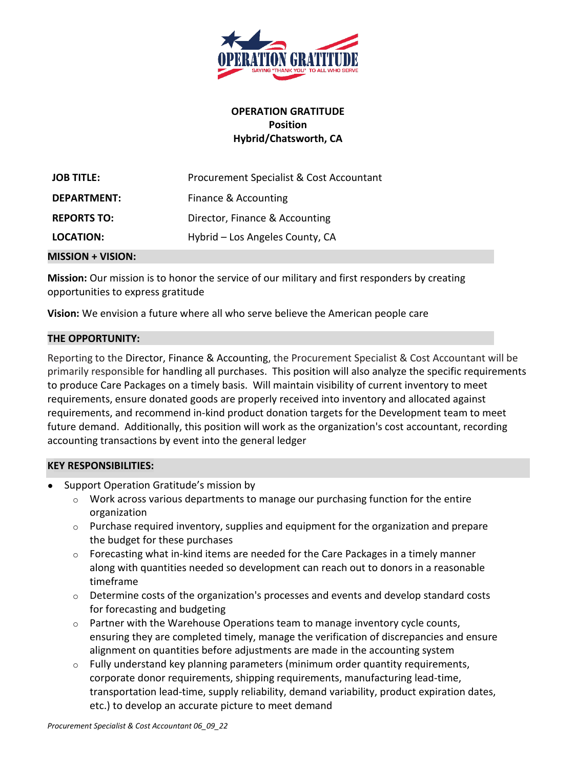**OPERATION GRATITUDE**
**Position**
**Hybrid/Chatsworth, CA**

| | |
|---|---|
| **JOB TITLE:** | Procurement Specialist & Cost Accountant |
| **DEPARTMENT:** | Finance & Accounting |
| **REPORTS TO:** | Director, Finance & Accounting |
| **LOCATION:** | Hybrid – Los Angeles County, CA |

## MISSION + VISION:

**Mission:** Our mission is to honor the service of our military and first responders by creating opportunities to express gratitude

**Vision:** We envision a future where all who serve believe the American people care

## THE OPPORTUNITY:

Reporting to the Director, Finance & Accounting, the Procurement Specialist & Cost Accountant will be primarily responsible for handling all purchases. This position will also analyze the specific requirements to produce Care Packages on a timely basis. Will maintain visibility of current inventory to meet requirements, ensure donated goods are properly received into inventory and allocated against requirements, and recommend in-kind product donation targets for the Development team to meet future demand. Additionally, this position will work as the organization's cost accountant, recording accounting transactions by event into the general ledger

## KEY RESPONSIBILITIES:

- Support Operation Gratitude's mission by
  - Work across various departments to manage our purchasing function for the entire organization
  - Purchase required inventory, supplies and equipment for the organization and prepare the budget for these purchases
  - Forecasting what in-kind items are needed for the Care Packages in a timely manner along with quantities needed so development can reach out to donors in a reasonable timeframe
  - Determine costs of the organization's processes and events and develop standard costs for forecasting and budgeting
  - Partner with the Warehouse Operations team to manage inventory cycle counts, ensuring they are completed timely, manage the verification of discrepancies and ensure alignment on quantities before adjustments are made in the accounting system
  - Fully understand key planning parameters (minimum order quantity requirements, corporate donor requirements, shipping requirements, manufacturing lead-time, transportation lead-time, supply reliability, demand variability, product expiration dates, etc.) to develop an accurate picture to meet demand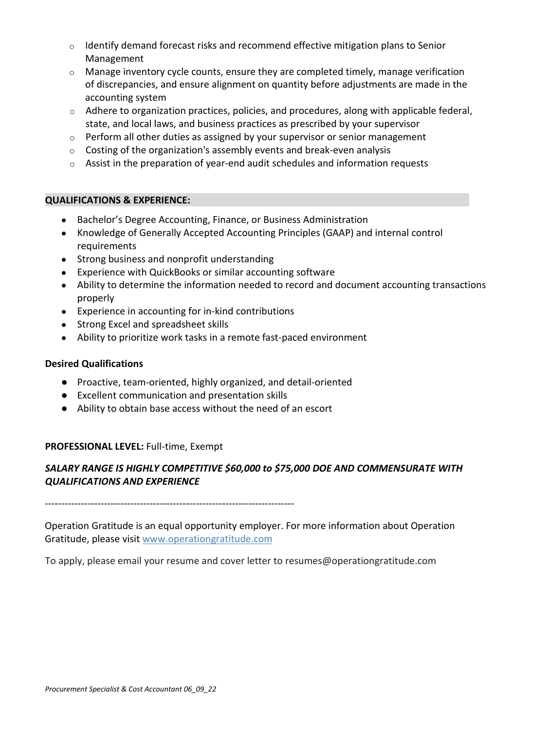- Identify demand forecast risks and recommend effective mitigation plans to Senior Management
- Manage inventory cycle counts, ensure they are completed timely, manage verification of discrepancies, and ensure alignment on quantity before adjustments are made in the accounting system
- Adhere to organization practices, policies, and procedures, along with applicable federal, state, and local laws, and business practices as prescribed by your supervisor
- Perform all other duties as assigned by your supervisor or senior management
- Costing of the organization's assembly events and break-even analysis
- Assist in the preparation of year-end audit schedules and information requests

## QUALIFICATIONS & EXPERIENCE:

- Bachelor's Degree Accounting, Finance, or Business Administration
- Knowledge of Generally Accepted Accounting Principles (GAAP) and internal control requirements
- Strong business and nonprofit understanding
- Experience with QuickBooks or similar accounting software
- Ability to determine the information needed to record and document accounting transactions properly
- Experience in accounting for in-kind contributions
- Strong Excel and spreadsheet skills
- Ability to prioritize work tasks in a remote fast-paced environment

### Desired Qualifications

- Proactive, team-oriented, highly organized, and detail-oriented
- Excellent communication and presentation skills
- Ability to obtain base access without the need of an escort

**PROFESSIONAL LEVEL:** Full-time, Exempt

***SALARY RANGE IS HIGHLY COMPETITIVE $60,000 to $75,000 DOE AND COMMENSURATE WITH QUALIFICATIONS AND EXPERIENCE***

---

Operation Gratitude is an equal opportunity employer. For more information about Operation Gratitude, please visit [www.operationgratitude.com](www.operationgratitude.com)

To apply, please email your resume and cover letter to resumes@operationgratitude.com